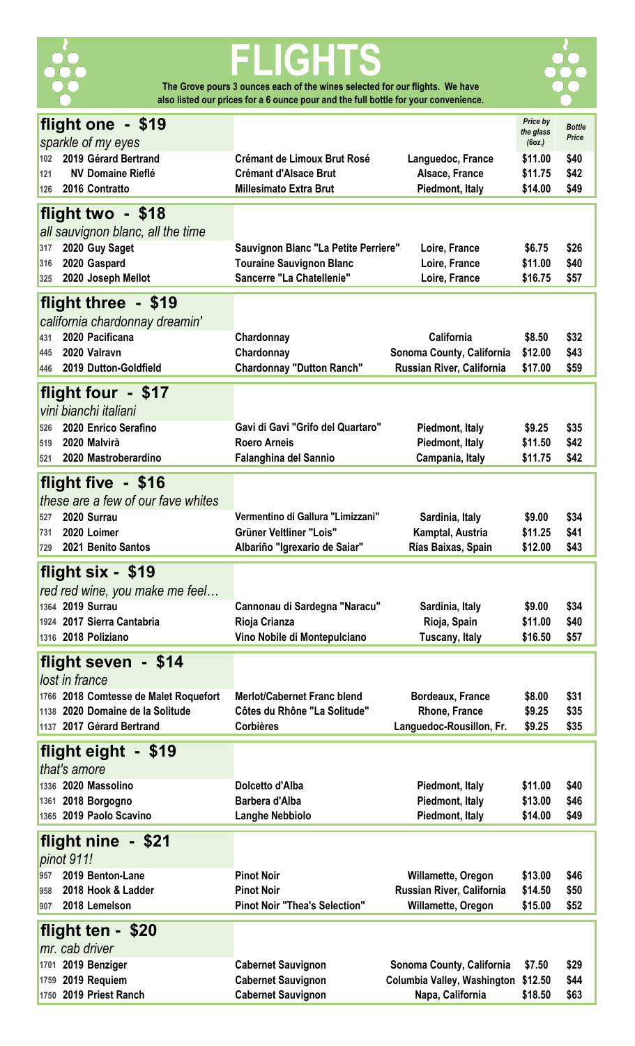# FLIGHTS

**The Grove pours 3 ounces each of the wines selected for our flights. We have also listed our prices for a 6 ounce pour and the full bottle for your convenience.**

| | Wine | Type | Region | Price by the glass (6oz.) | Bottle Price |
|---|---|---|---|---|---|
| **flight one - $19** | *sparkle of my eyes* | | | | |
| 102 | 2019 Gérard Bertrand | Crémant de Limoux Brut Rosé | Languedoc, France | $11.00 | $40 |
| 121 | NV Domaine Rieflé | Crémant d'Alsace Brut | Alsace, France | $11.75 | $42 |
| 126 | 2016 Contratto | Millesimato Extra Brut | Piedmont, Italy | $14.00 | $49 |
| **flight two - $18** | *all sauvignon blanc, all the time* | | | | |
| 317 | 2020 Guy Saget | Sauvignon Blanc "La Petite Perriere" | Loire, France | $6.75 | $26 |
| 316 | 2020 Gaspard | Touraine Sauvignon Blanc | Loire, France | $11.00 | $40 |
| 325 | 2020 Joseph Mellot | Sancerre "La Chatellenie" | Loire, France | $16.75 | $57 |
| **flight three - $19** | *california chardonnay dreamin'* | | | | |
| 431 | 2020 Pacificana | Chardonnay | California | $8.50 | $32 |
| 445 | 2020 Valravn | Chardonnay | Sonoma County, California | $12.00 | $43 |
| 446 | 2019 Dutton-Goldfield | Chardonnay "Dutton Ranch" | Russian River, California | $17.00 | $59 |
| **flight four - $17** | *vini bianchi italiani* | | | | |
| 526 | 2020 Enrico Serafino | Gavi di Gavi "Grifo del Quartaro" | Piedmont, Italy | $9.25 | $35 |
| 519 | 2020 Malvirà | Roero Arneis | Piedmont, Italy | $11.50 | $42 |
| 521 | 2020 Mastroberardino | Falanghina del Sannio | Campania, Italy | $11.75 | $42 |
| **flight five - $16** | *these are a few of our fave whites* | | | | |
| 527 | 2020 Surrau | Vermentino di Gallura "Limizzani" | Sardinia, Italy | $9.00 | $34 |
| 731 | 2020 Loimer | Grüner Veltliner "Lois" | Kamptal, Austria | $11.25 | $41 |
| 729 | 2021 Benito Santos | Albariño "Igrexario de Saiar" | Rías Baixas, Spain | $12.00 | $43 |
| **flight six - $19** | *red red wine, you make me feel…* | | | | |
| 1364 | 2019 Surrau | Cannonau di Sardegna "Naracu" | Sardinia, Italy | $9.00 | $34 |
| 1924 | 2017 Sierra Cantabria | Rioja Crianza | Rioja, Spain | $11.00 | $40 |
| 1316 | 2018 Poliziano | Vino Nobile di Montepulciano | Tuscany, Italy | $16.50 | $57 |
| **flight seven - $14** | *lost in france* | | | | |
| 1766 | 2018 Comtesse de Malet Roquefort | Merlot/Cabernet Franc blend | Bordeaux, France | $8.00 | $31 |
| 1138 | 2020 Domaine de la Solitude | Côtes du Rhône "La Solitude" | Rhone, France | $9.25 | $35 |
| 1137 | 2017 Gérard Bertrand | Corbières | Languedoc-Roussillon, Fr. | $9.25 | $35 |
| **flight eight - $19** | *that's amore* | | | | |
| 1336 | 2020 Massolino | Dolcetto d'Alba | Piedmont, Italy | $11.00 | $40 |
| 1361 | 2018 Borgogno | Barbera d'Alba | Piedmont, Italy | $13.00 | $46 |
| 1365 | 2019 Paolo Scavino | Langhe Nebbiolo | Piedmont, Italy | $14.00 | $49 |
| **flight nine - $21** | *pinot 911!* | | | | |
| 957 | 2019 Benton-Lane | Pinot Noir | Willamette, Oregon | $13.00 | $46 |
| 958 | 2018 Hook & Ladder | Pinot Noir | Russian River, California | $14.50 | $50 |
| 907 | 2018 Lemelson | Pinot Noir "Thea's Selection" | Willamette, Oregon | $15.00 | $52 |
| **flight ten - $20** | *mr. cab driver* | | | | |
| 1701 | 2019 Benziger | Cabernet Sauvignon | Sonoma County, California | $7.50 | $29 |
| 1759 | 2019 Requiem | Cabernet Sauvignon | Columbia Valley, Washington | $12.50 | $44 |
| 1750 | 2019 Priest Ranch | Cabernet Sauvignon | Napa, California | $18.50 | $63 |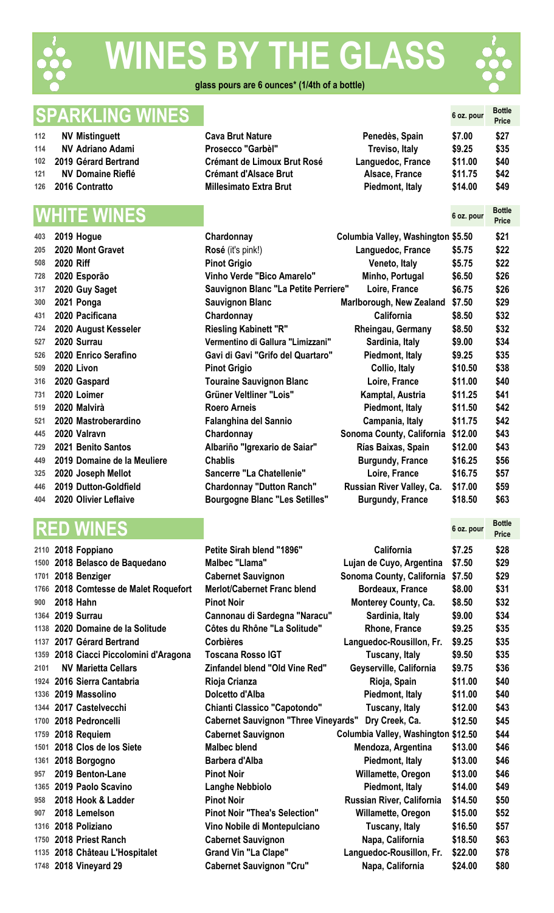# WINES BY THE GLASS

**glass pours are 6 ounces* (1/4th of a bottle)**

## SPARKLING WINES

| # | Producer | Wine | Region | 6 oz. pour | Bottle Price |
|---|---|---|---|---|---|
| 112 | NV Mistinguett | Cava Brut Nature | Penedès, Spain | $7.00 | $27 |
| 114 | NV Adriano Adami | Prosecco "Garbèl" | Treviso, Italy | $9.25 | $35 |
| 102 | 2019 Gérard Bertrand | Crémant de Limoux Brut Rosé | Languedoc, France | $11.00 | $40 |
| 121 | NV Domaine Rieflé | Crémant d'Alsace Brut | Alsace, France | $11.75 | $42 |
| 126 | 2016 Contratto | Millesimato Extra Brut | Piedmont, Italy | $14.00 | $49 |

## WHITE WINES

| # | Producer | Wine | Region | 6 oz. pour | Bottle Price |
|---|---|---|---|---|---|
| 403 | 2019 Hogue | Chardonnay | Columbia Valley, Washington | $5.50 | $21 |
| 205 | 2020 Mont Gravet | Rosé (it's pink!) | Languedoc, France | $5.75 | $22 |
| 508 | 2020 Riff | Pinot Grigio | Veneto, Italy | $5.75 | $22 |
| 728 | 2020 Esporão | Vinho Verde "Bico Amarelo" | Minho, Portugal | $6.50 | $26 |
| 317 | 2020 Guy Saget | Sauvignon Blanc "La Petite Perriere" | Loire, France | $6.75 | $26 |
| 300 | 2021 Ponga | Sauvignon Blanc | Marlborough, New Zealand | $7.50 | $29 |
| 431 | 2020 Pacificana | Chardonnay | California | $8.50 | $32 |
| 724 | 2020 August Kesseler | Riesling Kabinett "R" | Rheingau, Germany | $8.50 | $32 |
| 527 | 2020 Surrau | Vermentino di Gallura "Limizzani" | Sardinia, Italy | $9.00 | $34 |
| 526 | 2020 Enrico Serafino | Gavi di Gavi "Grifo del Quartaro" | Piedmont, Italy | $9.25 | $35 |
| 509 | 2020 Livon | Pinot Grigio | Collio, Italy | $10.50 | $38 |
| 316 | 2020 Gaspard | Touraine Sauvignon Blanc | Loire, France | $11.00 | $40 |
| 731 | 2020 Loimer | Grüner Veltliner "Lois" | Kamptal, Austria | $11.25 | $41 |
| 519 | 2020 Malvirà | Roero Arneis | Piedmont, Italy | $11.50 | $42 |
| 521 | 2020 Mastroberardino | Falanghina del Sannio | Campania, Italy | $11.75 | $42 |
| 445 | 2020 Valravn | Chardonnay | Sonoma County, California | $12.00 | $43 |
| 729 | 2021 Benito Santos | Albariño "Igrexario de Saiar" | Rías Baixas, Spain | $12.00 | $43 |
| 449 | 2019 Domaine de la Meuliere | Chablis | Burgundy, France | $16.25 | $56 |
| 325 | 2020 Joseph Mellot | Sancerre "La Chatellenie" | Loire, France | $16.75 | $57 |
| 446 | 2019 Dutton-Goldfield | Chardonnay "Dutton Ranch" | Russian River Valley, Ca. | $17.00 | $59 |
| 404 | 2020 Olivier Leflaive | Bourgogne Blanc "Les Setilles" | Burgundy, France | $18.50 | $63 |

## RED WINES

| # | Producer | Wine | Region | 6 oz. pour | Bottle Price |
|---|---|---|---|---|---|
| 2110 | 2018 Foppiano | Petite Sirah blend "1896" | California | $7.25 | $28 |
| 1500 | 2018 Belasco de Baquedano | Malbec "Llama" | Lujan de Cuyo, Argentina | $7.50 | $29 |
| 1701 | 2018 Benziger | Cabernet Sauvignon | Sonoma County, California | $7.50 | $29 |
| 1766 | 2018 Comtesse de Malet Roquefort | Merlot/Cabernet Franc blend | Bordeaux, France | $8.00 | $31 |
| 900 | 2018 Hahn | Pinot Noir | Monterey County, Ca. | $8.50 | $32 |
| 1364 | 2019 Surrau | Cannonau di Sardegna "Naracu" | Sardinia, Italy | $9.00 | $34 |
| 1138 | 2020 Domaine de la Solitude | Côtes du Rhône "La Solitude" | Rhone, France | $9.25 | $35 |
| 1137 | 2017 Gérard Bertrand | Corbières | Languedoc-Rousillon, Fr. | $9.25 | $35 |
| 1359 | 2018 Ciacci Piccolomini d'Aragona | Toscana Rosso IGT | Tuscany, Italy | $9.50 | $35 |
| 2101 | NV Marietta Cellars | Zinfandel blend "Old Vine Red" | Geyserville, California | $9.75 | $36 |
| 1924 | 2016 Sierra Cantabria | Rioja Crianza | Rioja, Spain | $11.00 | $40 |
| 1336 | 2019 Massolino | Dolcetto d'Alba | Piedmont, Italy | $11.00 | $40 |
| 1344 | 2017 Castelvecchi | Chianti Classico "Capotondo" | Tuscany, Italy | $12.00 | $43 |
| 1700 | 2018 Pedroncelli | Cabernet Sauvignon "Three Vineyards" | Dry Creek, Ca. | $12.50 | $45 |
| 1759 | 2018 Requiem | Cabernet Sauvignon | Columbia Valley, Washington | $12.50 | $44 |
| 1501 | 2018 Clos de los Siete | Malbec blend | Mendoza, Argentina | $13.00 | $46 |
| 1361 | 2018 Borgogno | Barbera d'Alba | Piedmont, Italy | $13.00 | $46 |
| 957 | 2019 Benton-Lane | Pinot Noir | Willamette, Oregon | $13.00 | $46 |
| 1365 | 2019 Paolo Scavino | Langhe Nebbiolo | Piedmont, Italy | $14.00 | $49 |
| 958 | 2018 Hook & Ladder | Pinot Noir | Russian River, California | $14.50 | $50 |
| 907 | 2018 Lemelson | Pinot Noir "Thea's Selection" | Willamette, Oregon | $15.00 | $52 |
| 1316 | 2018 Poliziano | Vino Nobile di Montepulciano | Tuscany, Italy | $16.50 | $57 |
| 1750 | 2018 Priest Ranch | Cabernet Sauvignon | Napa, California | $18.50 | $63 |
| 1135 | 2018 Château L'Hospitalet | Grand Vin "La Clape" | Languedoc-Rousillon, Fr. | $22.00 | $78 |
| 1748 | 2018 Vineyard 29 | Cabernet Sauvignon "Cru" | Napa, California | $24.00 | $80 |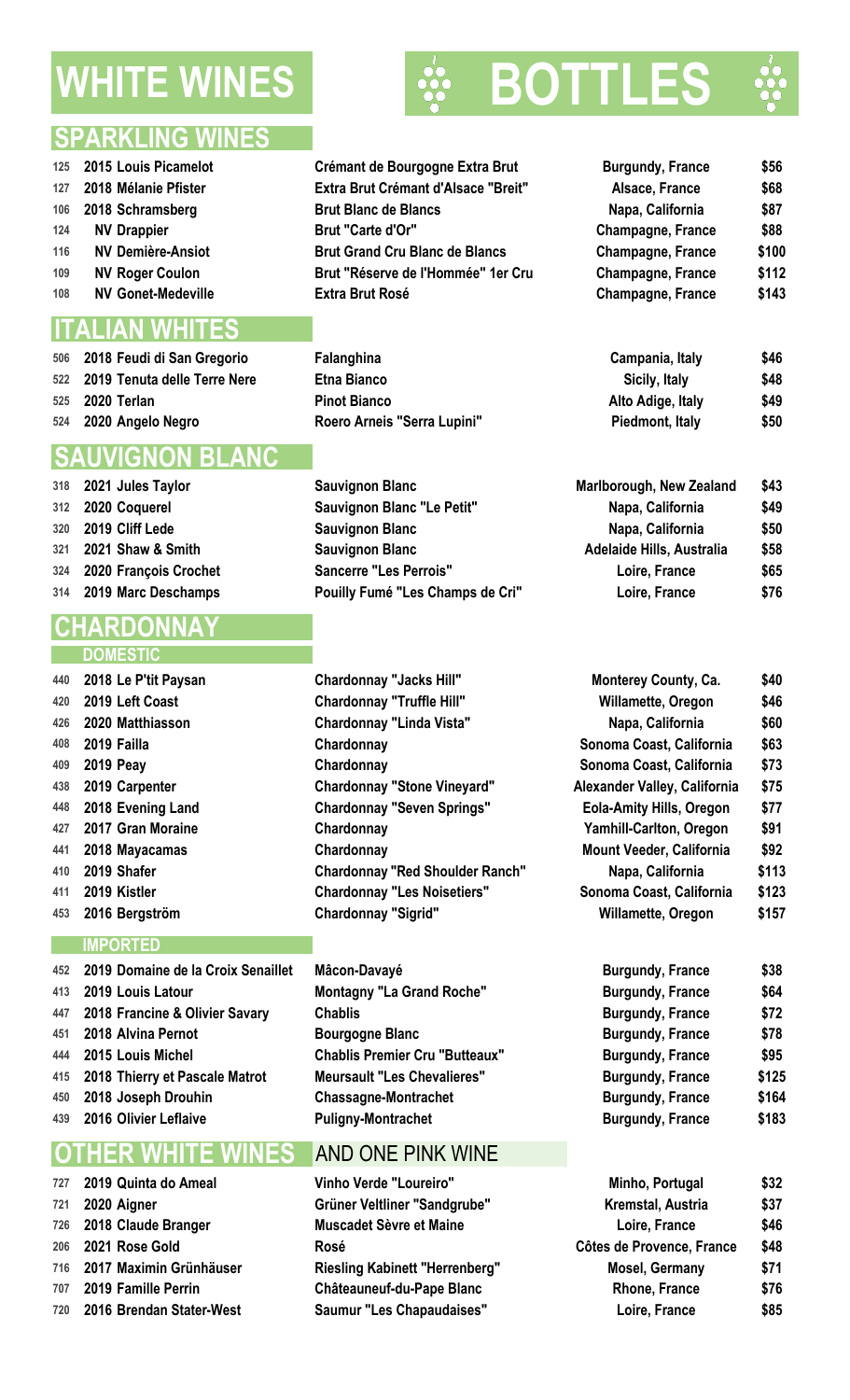# WHITE WINES BOTTLES

## SPARKLING WINES

| # | Wine | Description | Region | Price |
|---|---|---|---|---|
| 125 | 2015 Louis Picamelot | Crémant de Bourgogne Extra Brut | Burgundy, France | $56 |
| 127 | 2018 Mélanie Pfister | Extra Brut Crémant d'Alsace "Breit" | Alsace, France | $68 |
| 106 | 2018 Schramsberg | Brut Blanc de Blancs | Napa, California | $87 |
| 124 | NV Drappier | Brut "Carte d'Or" | Champagne, France | $88 |
| 116 | NV Demière-Ansiot | Brut Grand Cru Blanc de Blancs | Champagne, France | $100 |
| 109 | NV Roger Coulon | Brut "Réserve de l'Hommée" 1er Cru | Champagne, France | $112 |
| 108 | NV Gonet-Medeville | Extra Brut Rosé | Champagne, France | $143 |

## ITALIAN WHITES

| # | Wine | Description | Region | Price |
|---|---|---|---|---|
| 506 | 2018 Feudi di San Gregorio | Falanghina | Campania, Italy | $46 |
| 522 | 2019 Tenuta delle Terre Nere | Etna Bianco | Sicily, Italy | $48 |
| 525 | 2020 Terlan | Pinot Bianco | Alto Adige, Italy | $49 |
| 524 | 2020 Angelo Negro | Roero Arneis "Serra Lupini" | Piedmont, Italy | $50 |

## SAUVIGNON BLANC

| # | Wine | Description | Region | Price |
|---|---|---|---|---|
| 318 | 2021 Jules Taylor | Sauvignon Blanc | Marlborough, New Zealand | $43 |
| 312 | 2020 Coquerel | Sauvignon Blanc "Le Petit" | Napa, California | $49 |
| 320 | 2019 Cliff Lede | Sauvignon Blanc | Napa, California | $50 |
| 321 | 2021 Shaw & Smith | Sauvignon Blanc | Adelaide Hills, Australia | $58 |
| 324 | 2020 François Crochet | Sancerre "Les Perrois" | Loire, France | $65 |
| 314 | 2019 Marc Deschamps | Pouilly Fumé "Les Champs de Cri" | Loire, France | $76 |

## CHARDONNAY

### DOMESTIC

| # | Wine | Description | Region | Price |
|---|---|---|---|---|
| 440 | 2018 Le P'tit Paysan | Chardonnay "Jacks Hill" | Monterey County, Ca. | $40 |
| 420 | 2019 Left Coast | Chardonnay "Truffle Hill" | Willamette, Oregon | $46 |
| 426 | 2020 Matthiasson | Chardonnay "Linda Vista" | Napa, California | $60 |
| 408 | 2019 Failla | Chardonnay | Sonoma Coast, California | $63 |
| 409 | 2019 Peay | Chardonnay | Sonoma Coast, California | $73 |
| 438 | 2019 Carpenter | Chardonnay "Stone Vineyard" | Alexander Valley, California | $75 |
| 448 | 2018 Evening Land | Chardonnay "Seven Springs" | Eola-Amity Hills, Oregon | $77 |
| 427 | 2017 Gran Moraine | Chardonnay | Yamhill-Carlton, Oregon | $91 |
| 441 | 2018 Mayacamas | Chardonnay | Mount Veeder, California | $92 |
| 410 | 2019 Shafer | Chardonnay "Red Shoulder Ranch" | Napa, California | $113 |
| 411 | 2019 Kistler | Chardonnay "Les Noisetiers" | Sonoma Coast, California | $123 |
| 453 | 2016 Bergström | Chardonnay "Sigrid" | Willamette, Oregon | $157 |

### IMPORTED

| # | Wine | Description | Region | Price |
|---|---|---|---|---|
| 452 | 2019 Domaine de la Croix Senaillet | Mâcon-Davayé | Burgundy, France | $38 |
| 413 | 2019 Louis Latour | Montagny "La Grand Roche" | Burgundy, France | $64 |
| 447 | 2018 Francine & Olivier Savary | Chablis | Burgundy, France | $72 |
| 451 | 2018 Alvina Pernot | Bourgogne Blanc | Burgundy, France | $78 |
| 444 | 2015 Louis Michel | Chablis Premier Cru "Butteaux" | Burgundy, France | $95 |
| 415 | 2018 Thierry et Pascale Matrot | Meursault "Les Chevalieres" | Burgundy, France | $125 |
| 450 | 2018 Joseph Drouhin | Chassagne-Montrachet | Burgundy, France | $164 |
| 439 | 2016 Olivier Leflaive | Puligny-Montrachet | Burgundy, France | $183 |

## OTHER WHITE WINES AND ONE PINK WINE

| # | Wine | Description | Region | Price |
|---|---|---|---|---|
| 727 | 2019 Quinta do Ameal | Vinho Verde "Loureiro" | Minho, Portugal | $32 |
| 721 | 2020 Aigner | Grüner Veltliner "Sandgrube" | Kremstal, Austria | $37 |
| 726 | 2018 Claude Branger | Muscadet Sèvre et Maine | Loire, France | $46 |
| 206 | 2021 Rose Gold | Rosé | Côtes de Provence, France | $48 |
| 716 | 2017 Maximin Grünhäuser | Riesling Kabinett "Herrenberg" | Mosel, Germany | $71 |
| 707 | 2019 Famille Perrin | Châteauneuf-du-Pape Blanc | Rhone, France | $76 |
| 720 | 2016 Brendan Stater-West | Saumur "Les Chapaudaises" | Loire, France | $85 |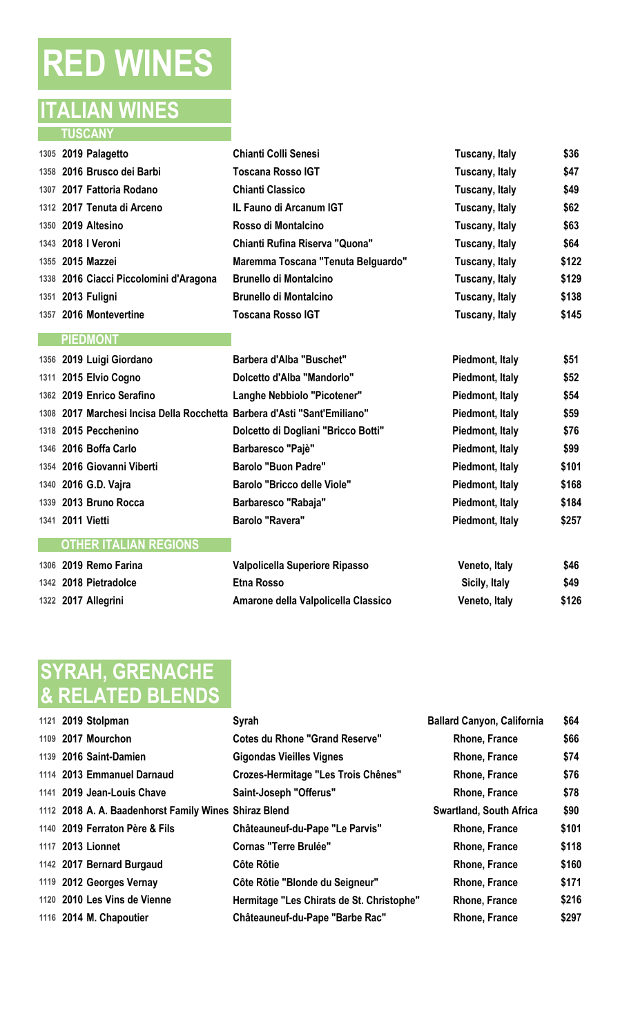# RED WINES

## ITALIAN WINES

### TUSCANY

| | | | | |
|---|---|---|---|---|
| 1305 | 2019 Palagetto | Chianti Colli Senesi | Tuscany, Italy | $36 |
| 1358 | 2016 Brusco dei Barbi | Toscana Rosso IGT | Tuscany, Italy | $47 |
| 1307 | 2017 Fattoria Rodano | Chianti Classico | Tuscany, Italy | $49 |
| 1312 | 2017 Tenuta di Arceno | IL Fauno di Arcanum IGT | Tuscany, Italy | $62 |
| 1350 | 2019 Altesino | Rosso di Montalcino | Tuscany, Italy | $63 |
| 1343 | 2018 I Veroni | Chianti Rufina Riserva "Quona" | Tuscany, Italy | $64 |
| 1355 | 2015 Mazzei | Maremma Toscana "Tenuta Belguardo" | Tuscany, Italy | $122 |
| 1338 | 2016 Ciacci Piccolomini d'Aragona | Brunello di Montalcino | Tuscany, Italy | $129 |
| 1351 | 2013 Fuligni | Brunello di Montalcino | Tuscany, Italy | $138 |
| 1357 | 2016 Montevertine | Toscana Rosso IGT | Tuscany, Italy | $145 |

### PIEDMONT

| | | | | |
|---|---|---|---|---|
| 1356 | 2019 Luigi Giordano | Barbera d'Alba "Buschet" | Piedmont, Italy | $51 |
| 1311 | 2015 Elvio Cogno | Dolcetto d'Alba "Mandorlo" | Piedmont, Italy | $52 |
| 1362 | 2019 Enrico Serafino | Langhe Nebbiolo "Picotener" | Piedmont, Italy | $54 |
| 1308 | 2017 Marchesi Incisa Della Rocchetta | Barbera d'Asti "Sant'Emiliano" | Piedmont, Italy | $59 |
| 1318 | 2015 Pecchenino | Dolcetto di Dogliani "Bricco Botti" | Piedmont, Italy | $76 |
| 1346 | 2016 Boffa Carlo | Barbaresco "Pajè" | Piedmont, Italy | $99 |
| 1354 | 2016 Giovanni Viberti | Barolo "Buon Padre" | Piedmont, Italy | $101 |
| 1340 | 2016 G.D. Vajra | Barolo "Bricco delle Viole" | Piedmont, Italy | $168 |
| 1339 | 2013 Bruno Rocca | Barbaresco "Rabaja" | Piedmont, Italy | $184 |
| 1341 | 2011 Vietti | Barolo "Ravera" | Piedmont, Italy | $257 |

### OTHER ITALIAN REGIONS

| | | | | |
|---|---|---|---|---|
| 1306 | 2019 Remo Farina | Valpolicella Superiore Ripasso | Veneto, Italy | $46 |
| 1342 | 2018 Pietradolce | Etna Rosso | Sicily, Italy | $49 |
| 1322 | 2017 Allegrini | Amarone della Valpolicella Classico | Veneto, Italy | $126 |

## SYRAH, GRENACHE & RELATED BLENDS

| | | | | |
|---|---|---|---|---|
| 1121 | 2019 Stolpman | Syrah | Ballard Canyon, California | $64 |
| 1109 | 2017 Mourchon | Cotes du Rhone "Grand Reserve" | Rhone, France | $66 |
| 1139 | 2016 Saint-Damien | Gigondas Vieilles Vignes | Rhone, France | $74 |
| 1114 | 2013 Emmanuel Darnaud | Crozes-Hermitage "Les Trois Chênes" | Rhone, France | $76 |
| 1141 | 2019 Jean-Louis Chave | Saint-Joseph "Offerus" | Rhone, France | $78 |
| 1112 | 2018 A. A. Baadenhorst Family Wines | Shiraz Blend | Swartland, South Africa | $90 |
| 1140 | 2019 Ferraton Père & Fils | Châteauneuf-du-Pape "Le Parvis" | Rhone, France | $101 |
| 1117 | 2013 Lionnet | Cornas "Terre Brulée" | Rhone, France | $118 |
| 1142 | 2017 Bernard Burgaud | Côte Rôtie | Rhone, France | $160 |
| 1119 | 2012 Georges Vernay | Côte Rôtie "Blonde du Seigneur" | Rhone, France | $171 |
| 1120 | 2010 Les Vins de Vienne | Hermitage "Les Chirats de St. Christophe" | Rhone, France | $216 |
| 1116 | 2014 M. Chapoutier | Châteauneuf-du-Pape "Barbe Rac" | Rhone, France | $297 |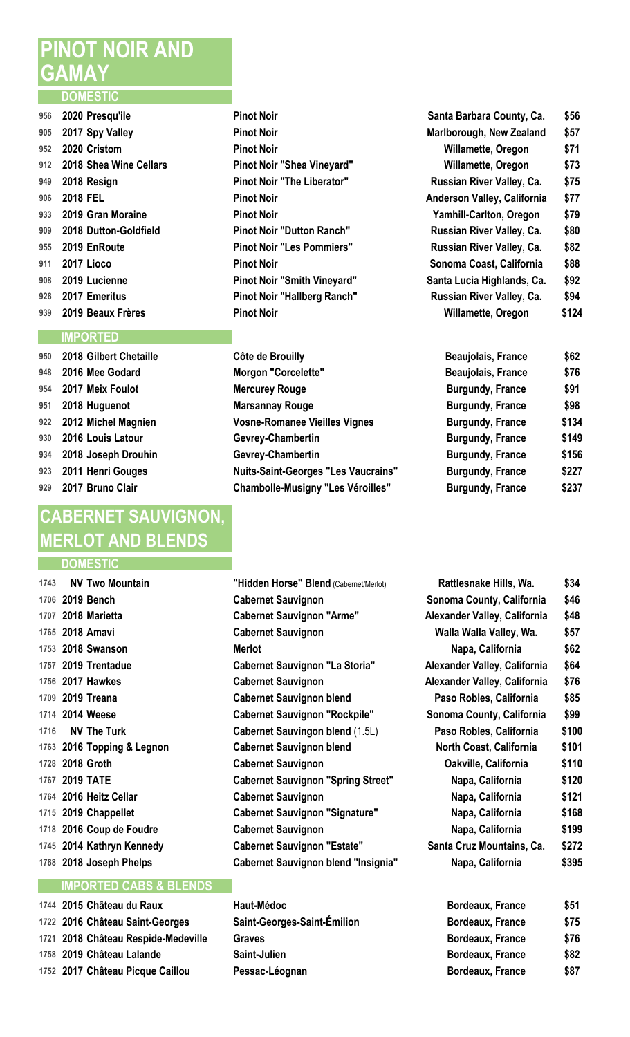# PINOT NOIR AND GAMAY

## DOMESTIC

| | | | | |
|---|---|---|---|---|
| 956 | 2020 Presqu'ile | Pinot Noir | Santa Barbara County, Ca. | $56 |
| 905 | 2017 Spy Valley | Pinot Noir | Marlborough, New Zealand | $57 |
| 952 | 2020 Cristom | Pinot Noir | Willamette, Oregon | $71 |
| 912 | 2018 Shea Wine Cellars | Pinot Noir "Shea Vineyard" | Willamette, Oregon | $73 |
| 949 | 2018 Resign | Pinot Noir "The Liberator" | Russian River Valley, Ca. | $75 |
| 906 | 2018 FEL | Pinot Noir | Anderson Valley, California | $77 |
| 933 | 2019 Gran Moraine | Pinot Noir | Yamhill-Carlton, Oregon | $79 |
| 909 | 2018 Dutton-Goldfield | Pinot Noir "Dutton Ranch" | Russian River Valley, Ca. | $80 |
| 955 | 2019 EnRoute | Pinot Noir "Les Pommiers" | Russian River Valley, Ca. | $82 |
| 911 | 2017 Lioco | Pinot Noir | Sonoma Coast, California | $88 |
| 908 | 2019 Lucienne | Pinot Noir "Smith Vineyard" | Santa Lucia Highlands, Ca. | $92 |
| 926 | 2017 Emeritus | Pinot Noir "Hallberg Ranch" | Russian River Valley, Ca. | $94 |
| 939 | 2019 Beaux Frères | Pinot Noir | Willamette, Oregon | $124 |

## IMPORTED

| | | | | |
|---|---|---|---|---|
| 950 | 2018 Gilbert Chetaille | Côte de Brouilly | Beaujolais, France | $62 |
| 948 | 2016 Mee Godard | Morgon "Corcelette" | Beaujolais, France | $76 |
| 954 | 2017 Meix Foulot | Mercurey Rouge | Burgundy, France | $91 |
| 951 | 2018 Huguenot | Marsannay Rouge | Burgundy, France | $98 |
| 922 | 2012 Michel Magnien | Vosne-Romanee Vieilles Vignes | Burgundy, France | $134 |
| 930 | 2016 Louis Latour | Gevrey-Chambertin | Burgundy, France | $149 |
| 934 | 2018 Joseph Drouhin | Gevrey-Chambertin | Burgundy, France | $156 |
| 923 | 2011 Henri Gouges | Nuits-Saint-Georges "Les Vaucrains" | Burgundy, France | $227 |
| 929 | 2017 Bruno Clair | Chambolle-Musigny "Les Véroilles" | Burgundy, France | $237 |

# CABERNET SAUVIGNON, MERLOT AND BLENDS

## DOMESTIC

| | | | | |
|---|---|---|---|---|
| 1743 | NV Two Mountain | "Hidden Horse" Blend (Cabernet/Merlot) | Rattlesnake Hills, Wa. | $34 |
| 1706 | 2019 Bench | Cabernet Sauvignon | Sonoma County, California | $46 |
| 1707 | 2018 Marietta | Cabernet Sauvignon "Arme" | Alexander Valley, California | $48 |
| 1765 | 2018 Amavi | Cabernet Sauvignon | Walla Walla Valley, Wa. | $57 |
| 1753 | 2018 Swanson | Merlot | Napa, California | $62 |
| 1757 | 2019 Trentadue | Cabernet Sauvignon "La Storia" | Alexander Valley, California | $64 |
| 1756 | 2017 Hawkes | Cabernet Sauvignon | Alexander Valley, California | $76 |
| 1709 | 2019 Treana | Cabernet Sauvignon blend | Paso Robles, California | $85 |
| 1714 | 2014 Weese | Cabernet Sauvignon "Rockpile" | Sonoma County, California | $99 |
| 1716 | NV The Turk | Cabernet Sauvingon blend (1.5L) | Paso Robles, California | $100 |
| 1763 | 2016 Topping & Legnon | Cabernet Sauvignon blend | North Coast, California | $101 |
| 1728 | 2018 Groth | Cabernet Sauvignon | Oakville, California | $110 |
| 1767 | 2019 TATE | Cabernet Sauvignon "Spring Street" | Napa, California | $120 |
| 1764 | 2016 Heitz Cellar | Cabernet Sauvignon | Napa, California | $121 |
| 1715 | 2019 Chappellet | Cabernet Sauvignon "Signature" | Napa, California | $168 |
| 1718 | 2016 Coup de Foudre | Cabernet Sauvignon | Napa, California | $199 |
| 1745 | 2014 Kathryn Kennedy | Cabernet Sauvignon "Estate" | Santa Cruz Mountains, Ca. | $272 |
| 1768 | 2018 Joseph Phelps | Cabernet Sauvignon blend "Insignia" | Napa, California | $395 |

## IMPORTED CABS & BLENDS

| | | | | |
|---|---|---|---|---|
| 1744 | 2015 Château du Raux | Haut-Médoc | Bordeaux, France | $51 |
| 1722 | 2016 Château Saint-Georges | Saint-Georges-Saint-Émilion | Bordeaux, France | $75 |
| 1721 | 2018 Château Respide-Medeville | Graves | Bordeaux, France | $76 |
| 1758 | 2019 Château Lalande | Saint-Julien | Bordeaux, France | $82 |
| 1752 | 2017 Château Picque Caillou | Pessac-Léognan | Bordeaux, France | $87 |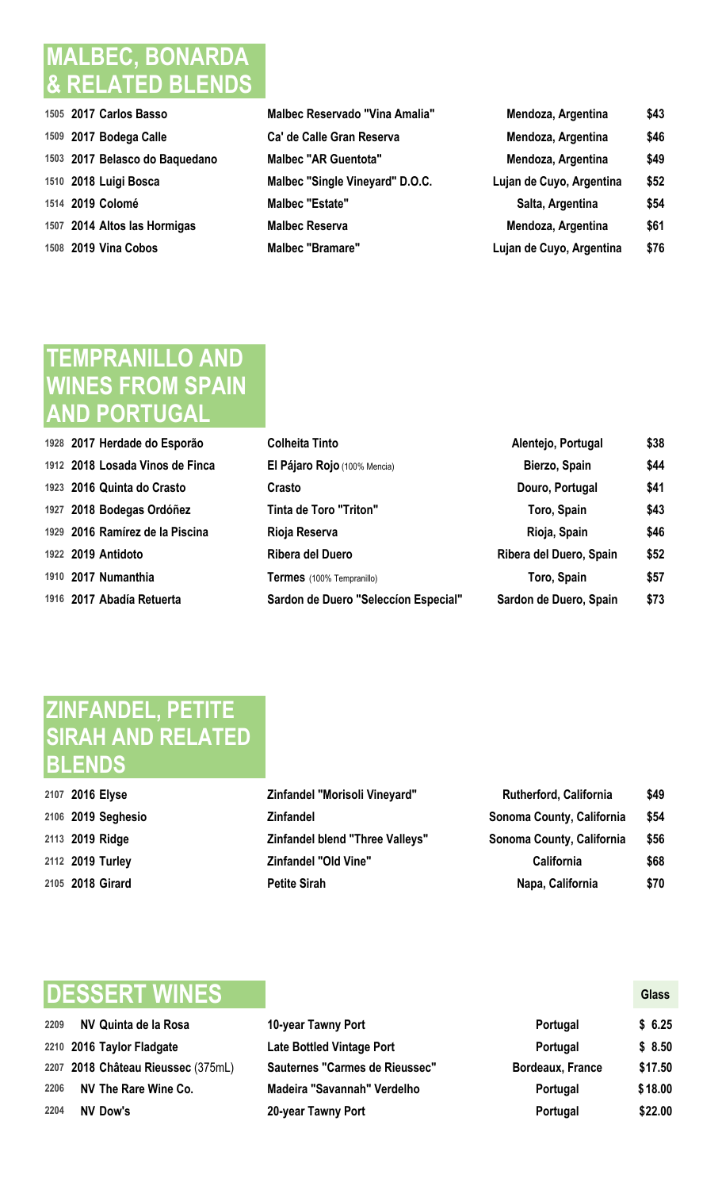## MALBEC, BONARDA & RELATED BLENDS

| | | | | |
|---|---|---|---|---|
| 1505 | 2017 Carlos Basso | Malbec Reservado "Vina Amalia" | Mendoza, Argentina | $43 |
| 1509 | 2017 Bodega Calle | Ca' de Calle Gran Reserva | Mendoza, Argentina | $46 |
| 1503 | 2017 Belasco do Baquedano | Malbec "AR Guentota" | Mendoza, Argentina | $49 |
| 1510 | 2018 Luigi Bosca | Malbec "Single Vineyard" D.O.C. | Lujan de Cuyo, Argentina | $52 |
| 1514 | 2019 Colomé | Malbec "Estate" | Salta, Argentina | $54 |
| 1507 | 2014 Altos las Hormigas | Malbec Reserva | Mendoza, Argentina | $61 |
| 1508 | 2019 Vina Cobos | Malbec "Bramare" | Lujan de Cuyo, Argentina | $76 |

## TEMPRANILLO AND WINES FROM SPAIN AND PORTUGAL

| | | | | |
|---|---|---|---|---|
| 1928 | 2017 Herdade do Esporão | Colheita Tinto | Alentejo, Portugal | $38 |
| 1912 | 2018 Losada Vinos de Finca | El Pájaro Rojo (100% Mencia) | Bierzo, Spain | $44 |
| 1923 | 2016 Quinta do Crasto | Crasto | Douro, Portugal | $41 |
| 1927 | 2018 Bodegas Ordóñez | Tinta de Toro "Triton" | Toro, Spain | $43 |
| 1929 | 2016 Ramírez de la Piscina | Rioja Reserva | Rioja, Spain | $46 |
| 1922 | 2019 Antidoto | Ribera del Duero | Ribera del Duero, Spain | $52 |
| 1910 | 2017 Numanthia | Termes (100% Tempranillo) | Toro, Spain | $57 |
| 1916 | 2017 Abadía Retuerta | Sardon de Duero "Seleccíon Especial" | Sardon de Duero, Spain | $73 |

## ZINFANDEL, PETITE SIRAH AND RELATED BLENDS

| | | | | |
|---|---|---|---|---|
| 2107 | 2016 Elyse | Zinfandel "Morisoli Vineyard" | Rutherford, California | $49 |
| 2106 | 2019 Seghesio | Zinfandel | Sonoma County, California | $54 |
| 2113 | 2019 Ridge | Zinfandel blend "Three Valleys" | Sonoma County, California | $56 |
| 2112 | 2019 Turley | Zinfandel "Old Vine" | California | $68 |
| 2105 | 2018 Girard | Petite Sirah | Napa, California | $70 |

## DESSERT WINES

| | | | | Glass |
|---|---|---|---|---|
| 2209 | NV Quinta de la Rosa | 10-year Tawny Port | Portugal | $ 6.25 |
| 2210 | 2016 Taylor Fladgate | Late Bottled Vintage Port | Portugal | $ 8.50 |
| 2207 | 2018 Château Rieussec (375mL) | Sauternes "Carmes de Rieussec" | Bordeaux, France | $17.50 |
| 2206 | NV The Rare Wine Co. | Madeira "Savannah" Verdelho | Portugal | $18.00 |
| 2204 | NV Dow's | 20-year Tawny Port | Portugal | $22.00 |